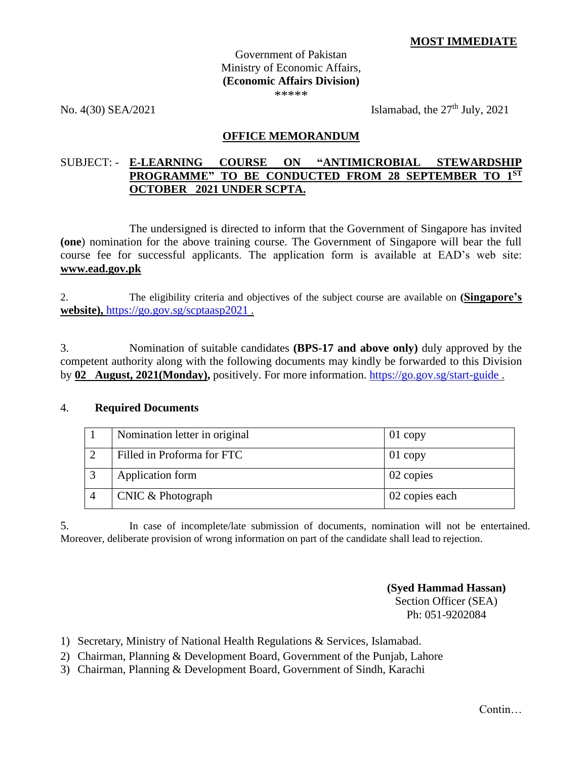**MOST IMMEDIATE**

Government of Pakistan
Ministry of Economic Affairs,
**(Economic Affairs Division)**
\*\*\*\*\*

No. 4(30) SEA/2021 Islamabad, the 27th July, 2021

## OFFICE MEMORANDUM

SUBJECT: - **E-LEARNING COURSE ON "ANTIMICROBIAL STEWARDSHIP PROGRAMME" TO BE CONDUCTED FROM 28 SEPTEMBER TO 1ST OCTOBER 2021 UNDER SCPTA.**

The undersigned is directed to inform that the Government of Singapore has invited **(one**) nomination for the above training course. The Government of Singapore will bear the full course fee for successful applicants. The application form is available at EAD's web site: **www.ead.gov.pk**

2. The eligibility criteria and objectives of the subject course are available on **(Singapore's website),** https://go.gov.sg/scptaasp2021 .

3. Nomination of suitable candidates **(BPS-17 and above only)** duly approved by the competent authority along with the following documents may kindly be forwarded to this Division by **02 August, 2021(Monday),** positively. For more information. https://go.gov.sg/start-guide .

4. **Required Documents**

| | | |
|---|---|---|
| 1 | Nomination letter in original | 01 copy |
| 2 | Filled in Proforma for FTC | 01 copy |
| 3 | Application form | 02 copies |
| 4 | CNIC & Photograph | 02 copies each |

5. In case of incomplete/late submission of documents, nomination will not be entertained. Moreover, deliberate provision of wrong information on part of the candidate shall lead to rejection.

**(Syed Hammad Hassan)**
Section Officer (SEA)
Ph: 051-9202084

1) Secretary, Ministry of National Health Regulations & Services, Islamabad.
2) Chairman, Planning & Development Board, Government of the Punjab, Lahore
3) Chairman, Planning & Development Board, Government of Sindh, Karachi

Contin…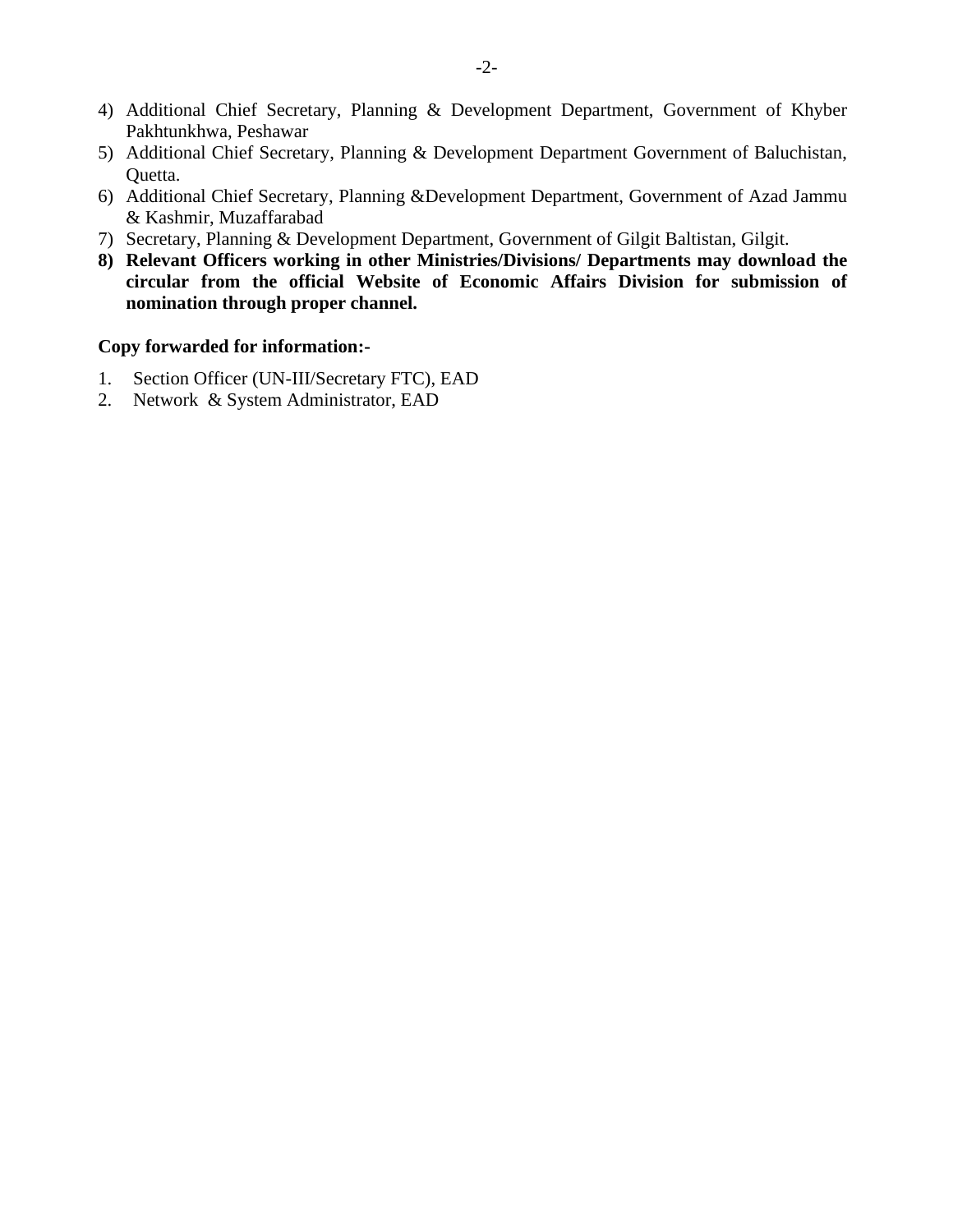4) Additional Chief Secretary, Planning & Development Department, Government of Khyber Pakhtunkhwa, Peshawar
5) Additional Chief Secretary, Planning & Development Department Government of Baluchistan, Quetta.
6) Additional Chief Secretary, Planning &Development Department, Government of Azad Jammu & Kashmir, Muzaffarabad
7) Secretary, Planning & Development Department, Government of Gilgit Baltistan, Gilgit.
8) **Relevant Officers working in other Ministries/Divisions/ Departments may download the circular from the official Website of Economic Affairs Division for submission of nomination through proper channel.**

**Copy forwarded for information:-**

1. Section Officer (UN-III/Secretary FTC), EAD
2. Network & System Administrator, EAD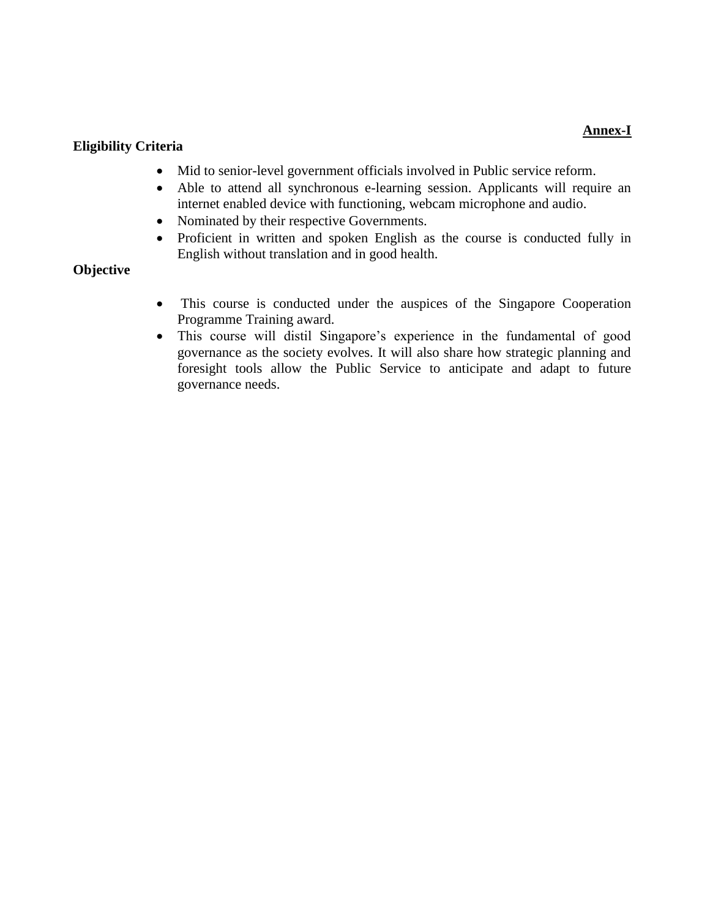**Annex-I**

**Eligibility Criteria**

- Mid to senior-level government officials involved in Public service reform.
- Able to attend all synchronous e-learning session. Applicants will require an internet enabled device with functioning, webcam microphone and audio.
- Nominated by their respective Governments.
- Proficient in written and spoken English as the course is conducted fully in English without translation and in good health.

**Objective**

- This course is conducted under the auspices of the Singapore Cooperation Programme Training award.
- This course will distil Singapore's experience in the fundamental of good governance as the society evolves. It will also share how strategic planning and foresight tools allow the Public Service to anticipate and adapt to future governance needs.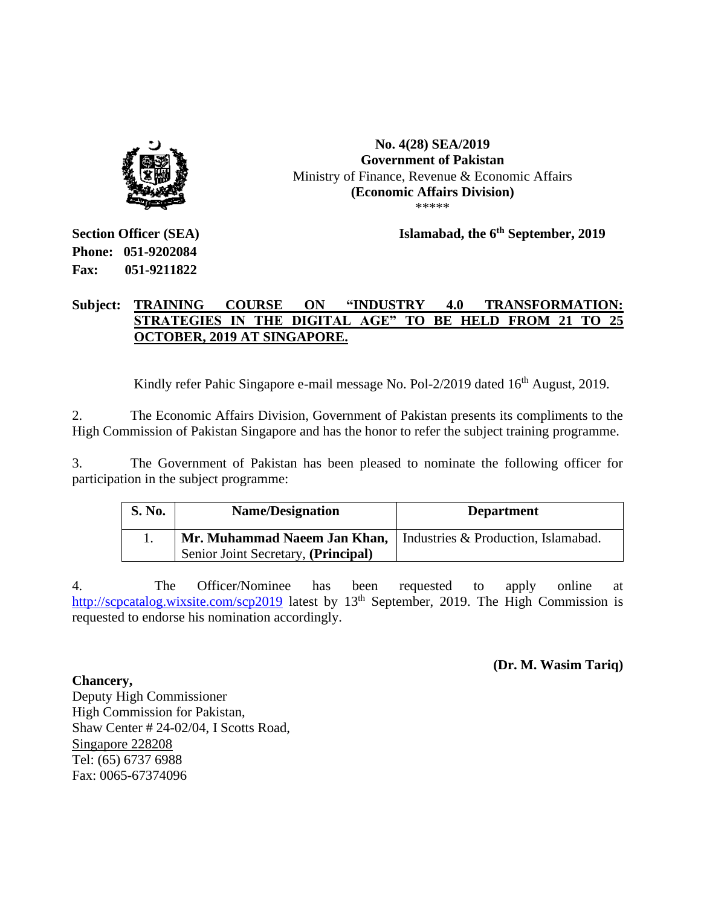**No. 4(28) SEA/2019**
**Government of Pakistan**
Ministry of Finance, Revenue & Economic Affairs
**(Economic Affairs Division)**
\*\*\*\*\*

**Section Officer (SEA)**
**Phone: 051-9202084**
**Fax: 051-9211822**

**Islamabad, the 6th September, 2019**

**Subject: TRAINING COURSE ON "INDUSTRY 4.0 TRANSFORMATION: STRATEGIES IN THE DIGITAL AGE" TO BE HELD FROM 21 TO 25 OCTOBER, 2019 AT SINGAPORE.**

Kindly refer Pahic Singapore e-mail message No. Pol-2/2019 dated 16th August, 2019.

2. The Economic Affairs Division, Government of Pakistan presents its compliments to the High Commission of Pakistan Singapore and has the honor to refer the subject training programme.

3. The Government of Pakistan has been pleased to nominate the following officer for participation in the subject programme:

| S. No. | Name/Designation | Department |
|---|---|---|
| 1. | **Mr. Muhammad Naeem Jan Khan,** Senior Joint Secretary, **(Principal)** | Industries & Production, Islamabad. |

4. The Officer/Nominee has been requested to apply online at http://scpcatalog.wixsite.com/scp2019 latest by 13th September, 2019. The High Commission is requested to endorse his nomination accordingly.

**(Dr. M. Wasim Tariq)**

**Chancery,**
Deputy High Commissioner
High Commission for Pakistan,
Shaw Center # 24-02/04, I Scotts Road,
Singapore 228208
Tel: (65) 6737 6988
Fax: 0065-67374096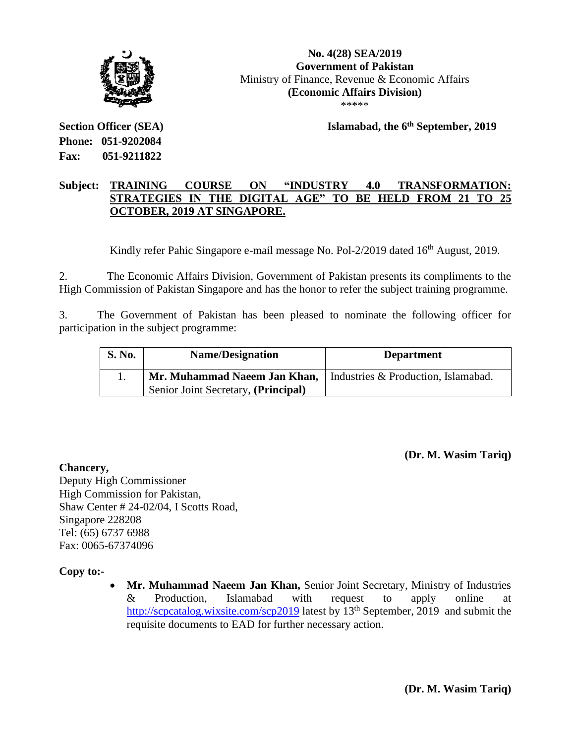**No. 4(28) SEA/2019**
**Government of Pakistan**
Ministry of Finance, Revenue & Economic Affairs
**(Economic Affairs Division)**
\*\*\*\*\*

**Section Officer (SEA)**
**Phone: 051-9202084**
**Fax: 051-9211822**

**Islamabad, the 6th September, 2019**

**Subject: <u>TRAINING COURSE ON "INDUSTRY 4.0 TRANSFORMATION: STRATEGIES IN THE DIGITAL AGE" TO BE HELD FROM 21 TO 25 OCTOBER, 2019 AT SINGAPORE.</u>**

Kindly refer Pahic Singapore e-mail message No. Pol-2/2019 dated 16th August, 2019.

2. The Economic Affairs Division, Government of Pakistan presents its compliments to the High Commission of Pakistan Singapore and has the honor to refer the subject training programme.

3. The Government of Pakistan has been pleased to nominate the following officer for participation in the subject programme:

| S. No. | Name/Designation | Department |
|---|---|---|
| 1. | **Mr. Muhammad Naeem Jan Khan,** Senior Joint Secretary, **(Principal)** | Industries & Production, Islamabad. |

**(Dr. M. Wasim Tariq)**

**Chancery,**
Deputy High Commissioner
High Commission for Pakistan,
Shaw Center # 24-02/04, I Scotts Road,
<u>Singapore 228208</u>
Tel: (65) 6737 6988
Fax: 0065-67374096

**Copy to:-**

- **Mr. Muhammad Naeem Jan Khan,** Senior Joint Secretary, Ministry of Industries & Production, Islamabad with request to apply online at http://scpcatalog.wixsite.com/scp2019 latest by 13th September, 2019 and submit the requisite documents to EAD for further necessary action.

**(Dr. M. Wasim Tariq)**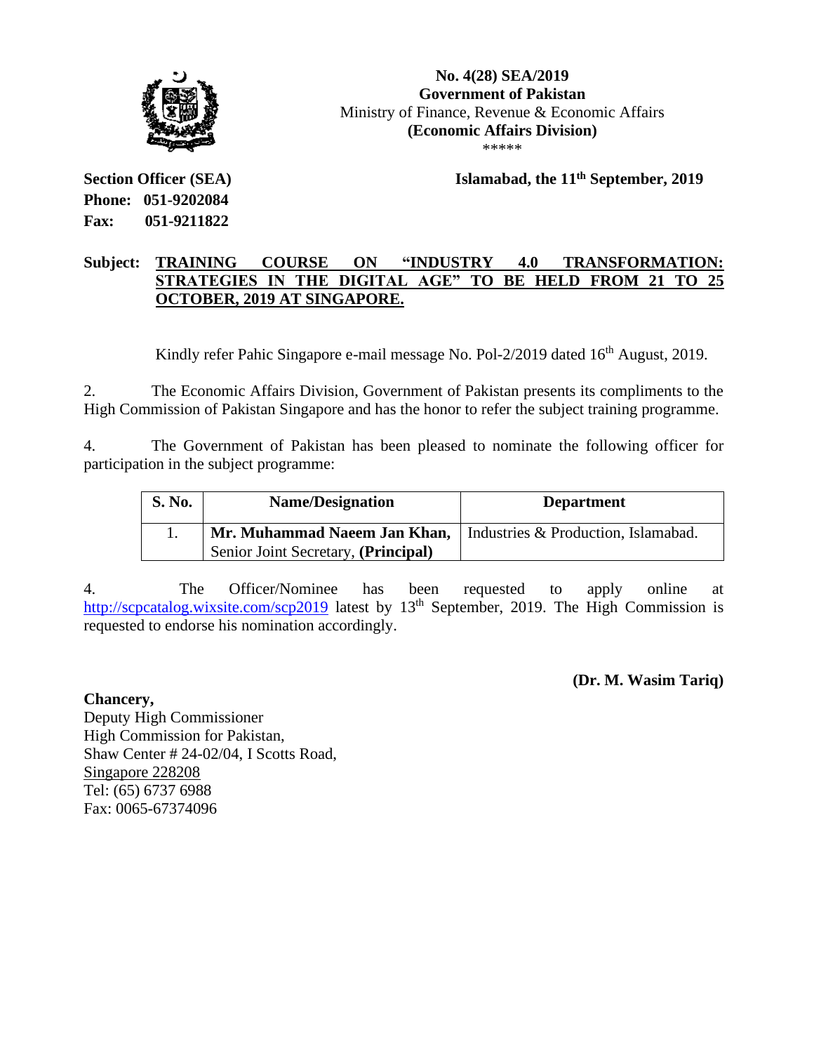**No. 4(28) SEA/2019**
**Government of Pakistan**
Ministry of Finance, Revenue & Economic Affairs
**(Economic Affairs Division)**
\*\*\*\*\*

**Section Officer (SEA)**
**Phone: 051-9202084**
**Fax: 051-9211822**

**Islamabad, the 11th September, 2019**

**Subject: TRAINING COURSE ON "INDUSTRY 4.0 TRANSFORMATION: STRATEGIES IN THE DIGITAL AGE" TO BE HELD FROM 21 TO 25 OCTOBER, 2019 AT SINGAPORE.**

Kindly refer Pahic Singapore e-mail message No. Pol-2/2019 dated 16th August, 2019.

2. The Economic Affairs Division, Government of Pakistan presents its compliments to the High Commission of Pakistan Singapore and has the honor to refer the subject training programme.

4. The Government of Pakistan has been pleased to nominate the following officer for participation in the subject programme:

| S. No. | Name/Designation | Department |
|---|---|---|
| 1. | **Mr. Muhammad Naeem Jan Khan,** Senior Joint Secretary, **(Principal)** | Industries & Production, Islamabad. |

4. The Officer/Nominee has been requested to apply online at http://scpcatalog.wixsite.com/scp2019 latest by 13th September, 2019. The High Commission is requested to endorse his nomination accordingly.

**(Dr. M. Wasim Tariq)**

**Chancery,**
Deputy High Commissioner
High Commission for Pakistan,
Shaw Center # 24-02/04, I Scotts Road,
Singapore 228208
Tel: (65) 6737 6988
Fax: 0065-67374096